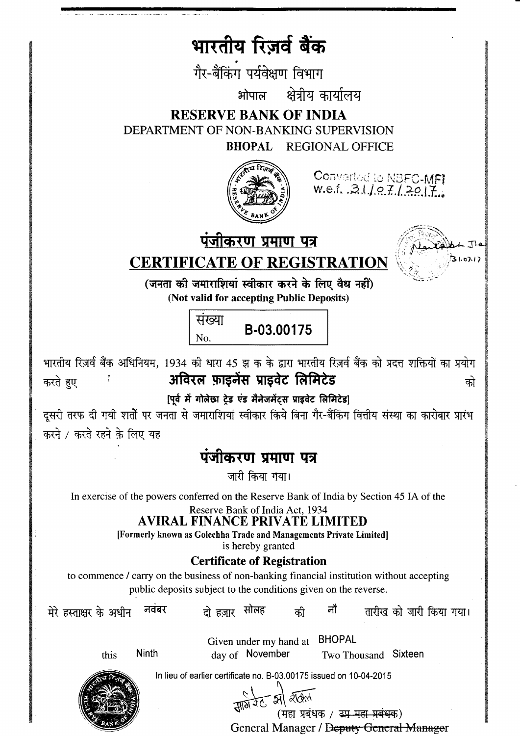# भारतीय रिज़र्व बैंक

गैर-बैंकिंग पर्यवेक्षण विभाग

भोपाल क्षेत्रीय कार्यालय

## RESERVE BANK OF INDIA

DEPARTMENT OF NON-BANKING SUPERVISION

**BHOPAL** REGIONAL OFFICE

Converted to NBFC-MFI
w.e.f. 31/07/2017

## पंजीकरण प्रमाण पत्र

## CERTIFICATE OF REGISTRATION

**(जनता की जमाराशियां स्वीकार करने के लिए वैध नहीं)**

**(Not valid for accepting Public Deposits)**

संख्या No. **B-03.00175**

भारतीय रिज़र्व बैंक अधिनियम, 1934 की धारा 45 झ क के द्वारा भारतीय रिज़र्व बैंक को प्रदत्त शक्तियों का प्रयोग करते हुए **अविरल फ़ाइनेंस प्राइवेट लिमिटेड** को

**[पूर्व में गोलेछा ट्रेड एंड मैनेजमेंट्स प्राइवेट लिमिटेड]**

दूसरी तरफ दी गयी शर्तों पर जनता से जमाराशियां स्वीकार किये बिना गैर-बैंकिंग वित्तीय संस्था का कारोबार प्रारंभ करने / करते रहने के लिए यह

## पंजीकरण प्रमाण पत्र

जारी किया गया।

In exercise of the powers conferred on the Reserve Bank of India by Section 45 IA of the Reserve Bank of India Act, 1934

**AVIRAL FINANCE PRIVATE LIMITED**

**[Formerly known as Golechha Trade and Managements Private Limited]**

is hereby granted

**Certificate of Registration**

to commence / carry on the business of non-banking financial institution without accepting public deposits subject to the conditions given on the reverse.

मेरे हस्ताक्षर के अधीन नवंबर दो हज़ार सोलह की नौ तारीख को जारी किया गया।

Given under my hand at BHOPAL this Ninth day of November Two Thousand Sixteen

In lieu of earlier certificate no. B-03.00175 issued on 10-04-2015

(महा प्रबंधक / ~~उप महा प्रबंधक~~)

General Manager / ~~Deputy General Manager~~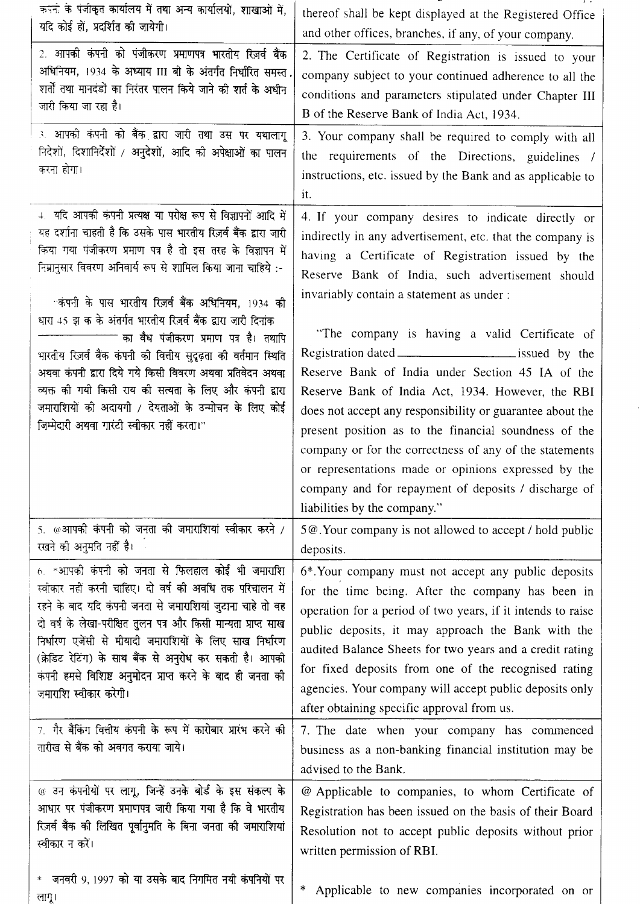| | |
|---|---|
| कंपनी के पंजीकृत कार्यालय में तथा अन्य कार्यालयों, शाखाओं में, यदि कोई हों, प्रदर्शित की जायेगी। | thereof shall be kept displayed at the Registered Office and other offices, branches, if any, of your company. |
| 2. आपकी कंपनी को पंजीकरण प्रमाणपत्र भारतीय रिज़र्व बैंक अधिनियम, 1934 के अध्याय III बी के अंतर्गत निर्धारित समस्त शर्तों तथा मानदंडों का निरंतर पालन किये जाने की शर्त के अधीन जारी किया जा रहा है। | 2. The Certificate of Registration is issued to your company subject to your continued adherence to all the conditions and parameters stipulated under Chapter III B of the Reserve Bank of India Act, 1934. |
| 3. आपकी कंपनी को बैंक द्वारा जारी तथा उस पर यथालागू निदेशों, दिशानिर्देशों / अनुदेशों, आदि की अपेक्षाओं का पालन करना होगा। | 3. Your company shall be required to comply with all the requirements of the Directions, guidelines / instructions, etc. issued by the Bank and as applicable to it. |
| 4. यदि आपकी कंपनी प्रत्यक्ष या परोक्ष रूप से विज्ञापनों आदि में यह दर्शाना चाहती है कि उसके पास भारतीय रिज़र्व बैंक द्वारा जारी किया गया पंजीकरण प्रमाण पत्र है तो इस तरह के विज्ञापन में निम्नानुसार विवरण अनिवार्य रूप से शामिल किया जाना चाहिये :- "कंपनी के पास भारतीय रिज़र्व बैंक अधिनियम, 1934 की धारा 45 झ क के अंतर्गत भारतीय रिज़र्व बैंक द्वारा जारी दिनांक ________ का वैध पंजीकरण प्रमाण पत्र है। तथापि भारतीय रिज़र्व बैंक कंपनी की वित्तीय सुदृढ़ता की वर्तमान स्थिति अथवा कंपनी द्वारा दिये गये किसी विवरण अथवा प्रतिवेदन अथवा व्यक्त की गयी किसी राय की सत्यता के लिए और कंपनी द्वारा जमाराशियों की अदायगी / देयताओं के उन्मोचन के लिए कोई जिम्मेदारी अथवा गारंटी स्वीकार नहीं करता।" | 4. If your company desires to indicate directly or indirectly in any advertisement, etc. that the company is having a Certificate of Registration issued by the Reserve Bank of India, such advertisement should invariably contain a statement as under : "The company is having a valid Certificate of Registration dated ________ issued by the Reserve Bank of India under Section 45 IA of the Reserve Bank of India Act, 1934. However, the RBI does not accept any responsibility or guarantee about the present position as to the financial soundness of the company or for the correctness of any of the statements or representations made or opinions expressed by the company and for repayment of deposits / discharge of liabilities by the company." |
| 5. @आपकी कंपनी को जनता की जमाराशियां स्वीकार करने / रखने की अनुमति नहीं है। | 5@. Your company is not allowed to accept / hold public deposits. |
| 6. *आपकी कंपनी को जनता से फिलहाल कोई भी जमाराशि स्वीकार नहीं करनी चाहिए। दो वर्ष की अवधि तक परिचालन में रहने के बाद यदि कंपनी जनता से जमाराशियां जुटाना चाहे तो वह दो वर्ष के लेखा-परीक्षित तुलन पत्र और किसी मान्यता प्राप्त साख निर्धारण एजेंसी से मीयादी जमाराशियों के लिए साख निर्धारण (क्रेडिट रेटिंग) के साथ बैंक से अनुरोध कर सकती है। आपकी कंपनी हमसे विशिष्ट अनुमोदन प्राप्त करने के बाद ही जनता की जमाराशि स्वीकार करेगी। | 6*. Your company must not accept any public deposits for the time being. After the company has been in operation for a period of two years, if it intends to raise public deposits, it may approach the Bank with the audited Balance Sheets for two years and a credit rating for fixed deposits from one of the recognised rating agencies. Your company will accept public deposits only after obtaining specific approval from us. |
| 7. गैर बैंकिंग वित्तीय कंपनी के रूप में कारोबार प्रारंभ करने की तारीख से बैंक को अवगत कराया जाये। | 7. The date when your company has commenced business as a non-banking financial institution may be advised to the Bank. |
| @ उन कंपनियों पर लागू, जिन्हें उनके बोर्ड के इस संकल्प के आधार पर पंजीकरण प्रमाणपत्र जारी किया गया है कि वे भारतीय रिज़र्व बैंक की लिखित पूर्वानुमति के बिना जनता की जमाराशियां स्वीकार न करें। * जनवरी 9, 1997 को या उसके बाद निगमित नयी कंपनियों पर लागू। | @ Applicable to companies, to whom Certificate of Registration has been issued on the basis of their Board Resolution not to accept public deposits without prior written permission of RBI. * Applicable to new companies incorporated on or |